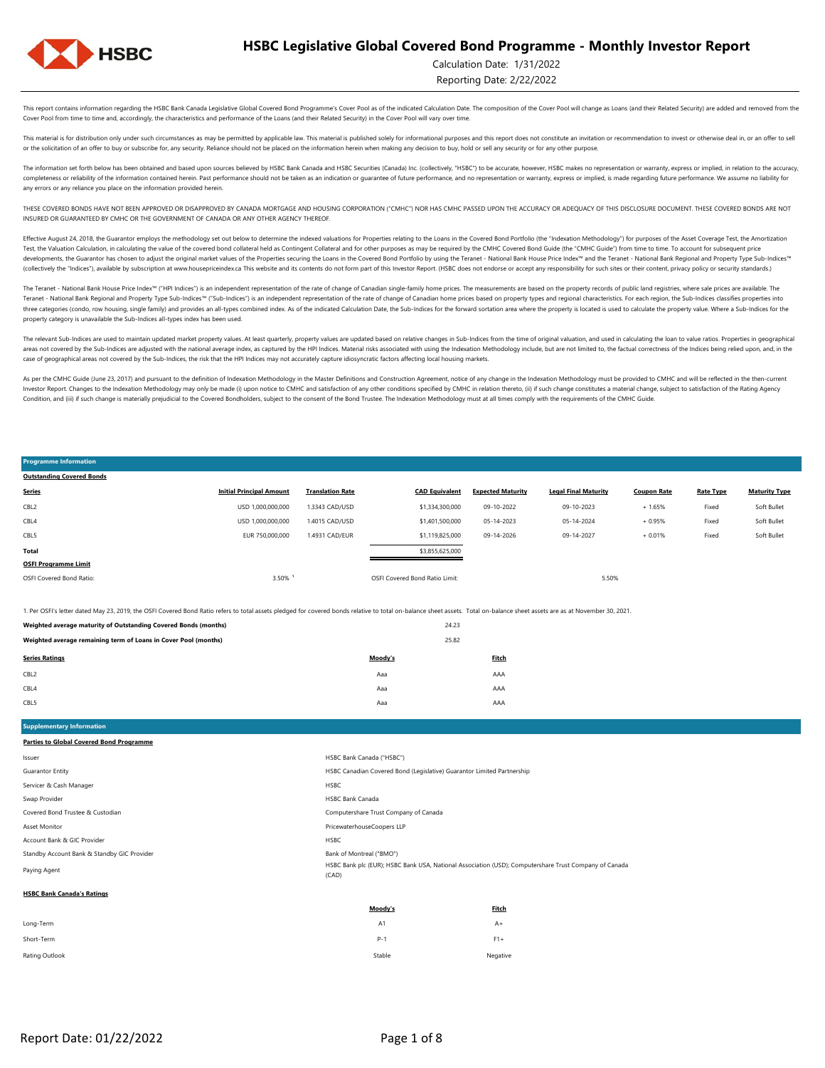# HSBC Legislative Global Covered Bond Programme - Monthly Investor Report

Calculation Date: 1/31/2022

Reporting Date: 2/22/2022

This report contains information regarding the HSBC Bank Canada Legislative Global Covered Bond Programme's Cover Pool as of the indicated Calculation Date. The composition of the Cover Pool will change as Loans (and their Related Security) are added and removed from the Cover Pool from time to time and, accordingly, the characteristics and performance of the Loans (and their Related Security) in the Cover Pool will vary over time.

This material is for distribution only under such circumstances as may be permitted by applicable law. This material is published solely for informational purposes and this report does not constitute an invitation or recommendation to invest or otherwise deal in, or an offer to sell or the solicitation of an offer to buy or subscribe for, any security. Reliance should not be placed on the information herein when making any decision to buy, hold or sell any security or for any other purpose.

The information set forth below has been obtained and based upon sources believed by HSBC Bank Canada and HSBC Securities (Canada) Inc. (collectively, "HSBC") to be accurate, however, HSBC makes no representation or warranty, express or implied, in relation to the accuracy, completeness or reliability of the information contained herein. Past performance should not be taken as an indication or guarantee of future performance, and no representation or warranty, express or implied, is made regarding future performance. We assume no liability for any errors or any reliance you place on the information provided herein.

THESE COVERED BONDS HAVE NOT BEEN APPROVED OR DISAPPROVED BY CANADA MORTGAGE AND HOUSING CORPORATION ("CMHC") NOR HAS CMHC PASSED UPON THE ACCURACY OR ADEQUACY OF THIS DISCLOSURE DOCUMENT. THESE COVERED BONDS ARE NOT INSURED OR GUARANTEED BY CMHC OR THE GOVERNMENT OF CANADA OR ANY OTHER AGENCY THEREOF.

Effective August 24, 2018, the Guarantor employs the methodology set out below to determine the indexed valuations for Properties relating to the Loans in the Covered Bond Portfolio (the "Indexation Methodology") for purposes of the Asset Coverage Test, the Amortization Test, the Valuation Calculation, in calculating the value of the covered bond collateral held as Contingent Collateral and for other purposes as may be required by the CMHC Covered Bond Guide (the "CMHC Guide") from time to time. To account for subsequent price developments, the Guarantor has chosen to adjust the original market values of the Properties securing the Loans in the Covered Bond Portfolio by using the Teranet - National Bank House Price Index™ and the Teranet - National Bank Regional and Property Type Sub-Indices™ (collectively the "Indices"), available by subscription at www.housepriceindex.ca This website and its contents do not form part of this Investor Report. (HSBC does not endorse or accept any responsibility for such sites or their content, privacy policy or security standards.)

The Teranet - National Bank House Price Index™ ("HPI Indices") is an independent representation of the rate of change of Canadian single-family home prices. The measurements are based on the property records of public land registries, where sale prices are available. The Teranet - National Bank Regional and Property Type Sub-Indices™ ("Sub-Indices") is an independent representation of the rate of change of Canadian home prices based on property types and regional characteristics. For each region, the Sub-Indices classifies properties into three categories (condo, row housing, single family) and provides an all-types combined index. As of the indicated Calculation Date, the Sub-Indices for the forward sortation area where the property is located is used to calculate the property value. Where a Sub-Indices for the property category is unavailable the Sub-Indices all-types index has been used.

The relevant Sub-Indices are used to maintain updated market property values. At least quarterly, property values are updated based on relative changes in Sub-Indices from the time of original valuation, and used in calculating the loan to value ratios. Properties in geographical areas not covered by the Sub-Indices are adjusted with the national average index, as captured by the HPI Indices. Material risks associated with using the Indexation Methodology include, but are not limited to, the factual correctness of the Indices being relied upon, and, in the case of geographical areas not covered by the Sub-Indices, the risk that the HPI Indices may not accurately capture idiosyncratic factors affecting local housing markets.

As per the CMHC Guide (June 23, 2017) and pursuant to the definition of Indexation Methodology in the Master Definitions and Construction Agreement, notice of any change in the Indexation Methodology must be provided to CMHC and will be reflected in the then-current Investor Report. Changes to the Indexation Methodology may only be made (i) upon notice to CMHC and satisfaction of any other conditions specified by CMHC in relation thereto, (ii) if such change constitutes a material change, subject to satisfaction of the Rating Agency Condition, and (iii) if such change is materially prejudicial to the Covered Bondholders, subject to the consent of the Bond Trustee. The Indexation Methodology must at all times comply with the requirements of the CMHC Guide.

## Programme Information

**Outstanding Covered Bonds**

| Series | Initial Principal Amount | Translation Rate | CAD Equivalent | Expected Maturity | Legal Final Maturity | Coupon Rate | Rate Type | Maturity Type |
|---|---|---|---|---|---|---|---|---|
| CBL2 | USD 1,000,000,000 | 1.3343 CAD/USD | $1,334,300,000 | 09-10-2022 | 09-10-2023 | + 1.65% | Fixed | Soft Bullet |
| CBL4 | USD 1,000,000,000 | 1.4015 CAD/USD | $1,401,500,000 | 05-14-2023 | 05-14-2024 | + 0.95% | Fixed | Soft Bullet |
| CBL5 | EUR 750,000,000 | 1.4931 CAD/EUR | $1,119,825,000 | 09-14-2026 | 09-14-2027 | + 0.01% | Fixed | Soft Bullet |
| **Total** | | | $3,855,625,000 | | | | | |

**OSFI Programme Limit**

| | | | |
|---|---|---|---|
| OSFI Covered Bond Ratio: | 3.50% [1] | OSFI Covered Bond Ratio Limit: | 5.50% |

1. Per OSFI's letter dated May 23, 2019, the OSFI Covered Bond Ratio refers to total assets pledged for covered bonds relative to total on-balance sheet assets. Total on-balance sheet assets are as at November 30, 2021.

| | |
|---|---|
| **Weighted average maturity of Outstanding Covered Bonds (months)** | 24.23 |
| **Weighted average remaining term of Loans in Cover Pool (months)** | 25.82 |

| Series Ratings | Moody's | Fitch |
|---|---|---|
| CBL2 | Aaa | AAA |
| CBL4 | Aaa | AAA |
| CBL5 | Aaa | AAA |

## Supplementary Information

**Parties to Global Covered Bond Programme**

| | |
|---|---|
| Issuer | HSBC Bank Canada ("HSBC") |
| Guarantor Entity | HSBC Canadian Covered Bond (Legislative) Guarantor Limited Partnership |
| Servicer & Cash Manager | HSBC |
| Swap Provider | HSBC Bank Canada |
| Covered Bond Trustee & Custodian | Computershare Trust Company of Canada |
| Asset Monitor | PricewaterhouseCoopers LLP |
| Account Bank & GIC Provider | HSBC |
| Standby Account Bank & Standby GIC Provider | Bank of Montreal ("BMO") |
| Paying Agent | HSBC Bank plc (EUR); HSBC Bank USA, National Association (USD); Computershare Trust Company of Canada (CAD) |

**HSBC Bank Canada's Ratings**

| | Moody's | Fitch |
|---|---|---|
| Long-Term | A1 | A+ |
| Short-Term | P-1 | F1+ |
| Rating Outlook | Stable | Negative |

Report Date: 01/22/2022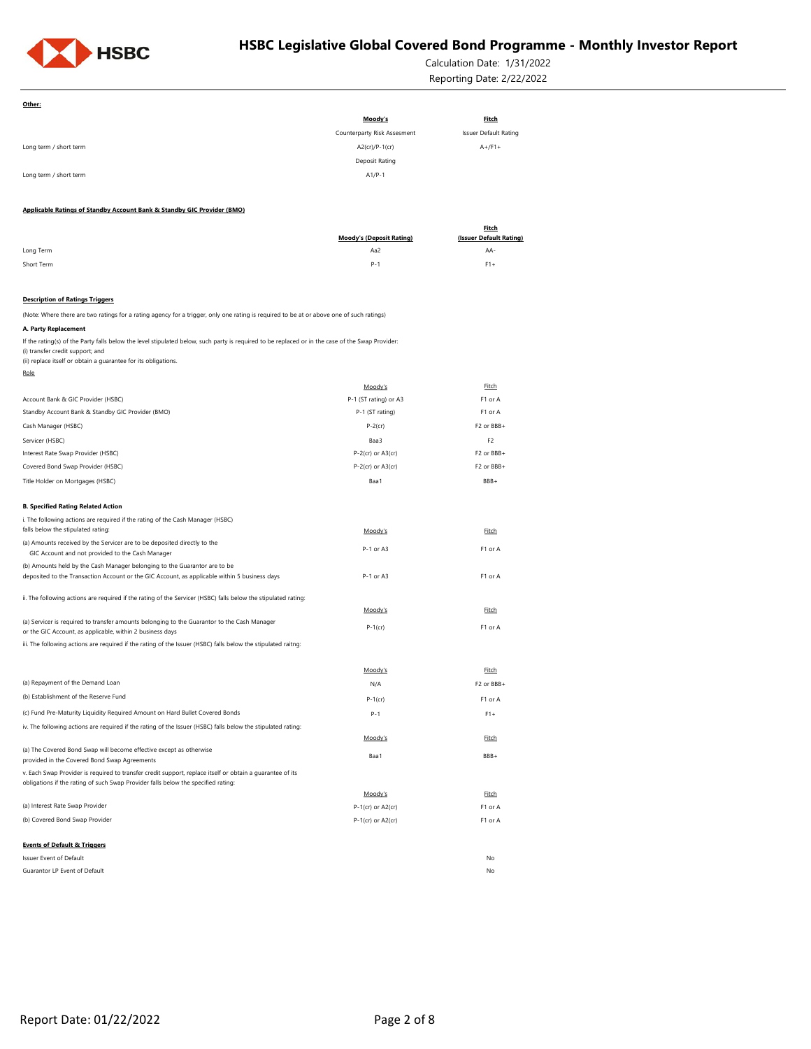**Other:**

| | Moody's | Fitch |
|---|---|---|
| | Counterparty Risk Assesment | Issuer Default Rating |
| Long term / short term | A2(cr)/P-1(cr) | A+/F1+ |
| | Deposit Rating | |
| Long term / short term | A1/P-1 | |

**Applicable Ratings of Standby Account Bank & Standby GIC Provider (BMO)**

| | Moody's (Deposit Rating) | Fitch (Issuer Default Rating) |
|---|---|---|
| Long Term | Aa2 | AA- |
| Short Term | P-1 | F1+ |

**Description of Ratings Triggers**

(Note: Where there are two ratings for a rating agency for a trigger, only one rating is required to be at or above one of such ratings)

**A. Party Replacement**

If the rating(s) of the Party falls below the level stipulated below, such party is required to be replaced or in the case of the Swap Provider:
(i) transfer credit support; and
(ii) replace itself or obtain a guarantee for its obligations.

| Role | Moody's | Fitch |
|---|---|---|
| Account Bank & GIC Provider (HSBC) | P-1 (ST rating) or A3 | F1 or A |
| Standby Account Bank & Standby GIC Provider (BMO) | P-1 (ST rating) | F1 or A |
| Cash Manager (HSBC) | P-2(cr) | F2 or BBB+ |
| Servicer (HSBC) | Baa3 | F2 |
| Interest Rate Swap Provider (HSBC) | P-2(cr) or A3(cr) | F2 or BBB+ |
| Covered Bond Swap Provider (HSBC) | P-2(cr) or A3(cr) | F2 or BBB+ |
| Title Holder on Mortgages (HSBC) | Baa1 | BBB+ |

**B. Specified Rating Related Action**

i. The following actions are required if the rating of the Cash Manager (HSBC) falls below the stipulated rating:

| | Moody's | Fitch |
|---|---|---|
| (a) Amounts received by the Servicer are to be deposited directly to the GIC Account and not provided to the Cash Manager | P-1 or A3 | F1 or A |
| (b) Amounts held by the Cash Manager belonging to the Guarantor are to be deposited to the Transaction Account or the GIC Account, as applicable within 5 business days | P-1 or A3 | F1 or A |

ii. The following actions are required if the rating of the Servicer (HSBC) falls below the stipulated rating:

| | Moody's | Fitch |
|---|---|---|
| (a) Servicer is required to transfer amounts belonging to the Guarantor to the Cash Manager or the GIC Account, as applicable, within 2 business days | P-1(cr) | F1 or A |

iii. The following actions are required if the rating of the Issuer (HSBC) falls below the stipulated raitng:

| | Moody's | Fitch |
|---|---|---|
| (a) Repayment of the Demand Loan | N/A | F2 or BBB+ |
| (b) Establishment of the Reserve Fund | P-1(cr) | F1 or A |
| (c) Fund Pre-Maturity Liquidity Required Amount on Hard Bullet Covered Bonds | P-1 | F1+ |

iv. The following actions are required if the rating of the Issuer (HSBC) falls below the stipulated rating:

| | Moody's | Fitch |
|---|---|---|
| (a) The Covered Bond Swap will become effective except as otherwise provided in the Covered Bond Swap Agreements | Baa1 | BBB+ |

v. Each Swap Provider is required to transfer credit support, replace itself or obtain a guarantee of its obligations if the rating of such Swap Provider falls below the specified rating:

| | Moody's | Fitch |
|---|---|---|
| (a) Interest Rate Swap Provider | P-1(cr) or A2(cr) | F1 or A |
| (b) Covered Bond Swap Provider | P-1(cr) or A2(cr) | F1 or A |

**Events of Default & Triggers**

| | |
|---|---|
| Issuer Event of Default | No |
| Guarantor LP Event of Default | No |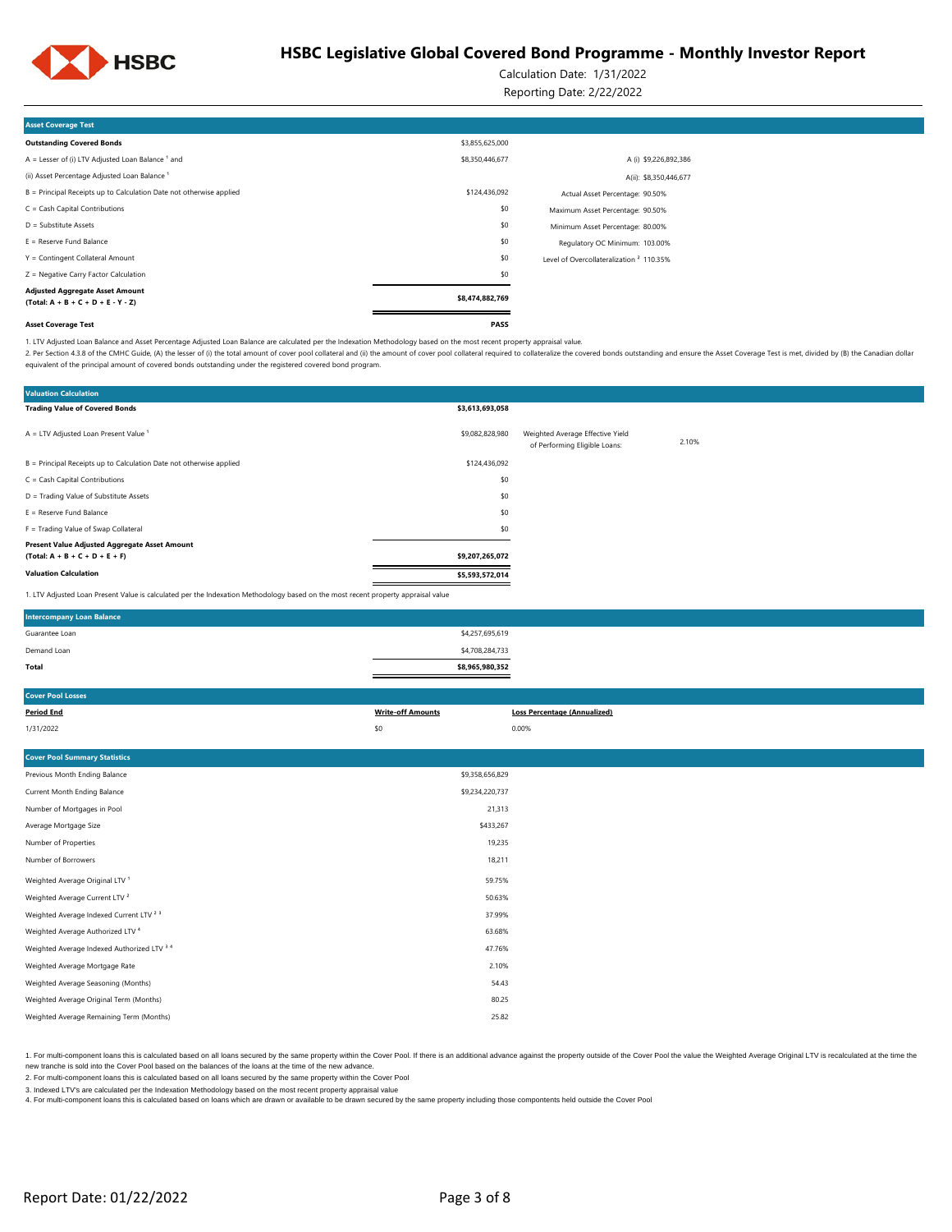# HSBC Legislative Global Covered Bond Programme - Monthly Investor Report

Calculation Date: 1/31/2022

Reporting Date: 2/22/2022

## Asset Coverage Test

| | | |
|---|---|---|
| **Outstanding Covered Bonds** | $3,855,625,000 | |
| A = Lesser of (i) LTV Adjusted Loan Balance [1] and | $8,350,446,677 | A (i) $9,226,892,386 |
| (ii) Asset Percentage Adjusted Loan Balance [1] | | A(ii): $8,350,446,677 |
| B = Principal Receipts up to Calculation Date not otherwise applied | $124,436,092 | Actual Asset Percentage: 90.50% |
| C = Cash Capital Contributions | $0 | Maximum Asset Percentage: 90.50% |
| D = Substitute Assets | $0 | Minimum Asset Percentage: 80.00% |
| E = Reserve Fund Balance | $0 | Regulatory OC Minimum: 103.00% |
| Y = Contingent Collateral Amount | $0 | Level of Overcollateralization [2] 110.35% |
| Z = Negative Carry Factor Calculation | $0 | |
| **Adjusted Aggregate Asset Amount (Total: A + B + C + D + E - Y - Z)** | **$8,474,882,769** | |
| **Asset Coverage Test** | **PASS** | |

1. LTV Adjusted Loan Balance and Asset Percentage Adjusted Loan Balance are calculated per the Indexation Methodology based on the most recent property appraisal value.

2. Per Section 4.3.8 of the CMHC Guide, (A) the lesser of (i) the total amount of cover pool collateral and (ii) the amount of cover pool collateral required to collateralize the covered bonds outstanding and ensure the Asset Coverage Test is met, divided by (B) the Canadian dollar equivalent of the principal amount of covered bonds outstanding under the registered covered bond program.

## Valuation Calculation

| | | | |
|---|---|---|---|
| **Trading Value of Covered Bonds** | **$3,613,693,058** | | |
| A = LTV Adjusted Loan Present Value [1] | $9,082,828,980 | Weighted Average Effective Yield of Performing Eligible Loans: | 2.10% |
| B = Principal Receipts up to Calculation Date not otherwise applied | $124,436,092 | | |
| C = Cash Capital Contributions | $0 | | |
| D = Trading Value of Substitute Assets | $0 | | |
| E = Reserve Fund Balance | $0 | | |
| F = Trading Value of Swap Collateral | $0 | | |
| **Present Value Adjusted Aggregate Asset Amount (Total: A + B + C + D + E + F)** | **$9,207,265,072** | | |
| **Valuation Calculation** | **$5,593,572,014** | | |

1. LTV Adjusted Loan Present Value is calculated per the Indexation Methodology based on the most recent property appraisal value

## Intercompany Loan Balance

| | |
|---|---|
| Guarantee Loan | $4,257,695,619 |
| Demand Loan | $4,708,284,733 |
| **Total** | **$8,965,980,352** |

## Cover Pool Losses

| Period End | Write-off Amounts | Loss Percentage (Annualized) |
|---|---|---|
| 1/31/2022 | $0 | 0.00% |

## Cover Pool Summary Statistics

| | |
|---|---|
| Previous Month Ending Balance | $9,358,656,829 |
| Current Month Ending Balance | $9,234,220,737 |
| Number of Mortgages in Pool | 21,313 |
| Average Mortgage Size | $433,267 |
| Number of Properties | 19,235 |
| Number of Borrowers | 18,211 |
| Weighted Average Original LTV [1] | 59.75% |
| Weighted Average Current LTV [2] | 50.63% |
| Weighted Average Indexed Current LTV [2 3] | 37.99% |
| Weighted Average Authorized LTV [4] | 63.68% |
| Weighted Average Indexed Authorized LTV [3 4] | 47.76% |
| Weighted Average Mortgage Rate | 2.10% |
| Weighted Average Seasoning (Months) | 54.43 |
| Weighted Average Original Term (Months) | 80.25 |
| Weighted Average Remaining Term (Months) | 25.82 |

1. For multi-component loans this is calculated based on all loans secured by the same property within the Cover Pool. If there is an additional advance against the property outside of the Cover Pool the value the Weighted Average Original LTV is recalculated at the time the new tranche is sold into the Cover Pool based on the balances of the loans at the time of the new advance.

2. For multi-component loans this is calculated based on all loans secured by the same property within the Cover Pool

3. Indexed LTV's are calculated per the Indexation Methodology based on the most recent property appraisal value

4. For multi-component loans this is calculated based on loans which are drawn or available to be drawn secured by the same property including those compontents held outside the Cover Pool

Report Date: 01/22/2022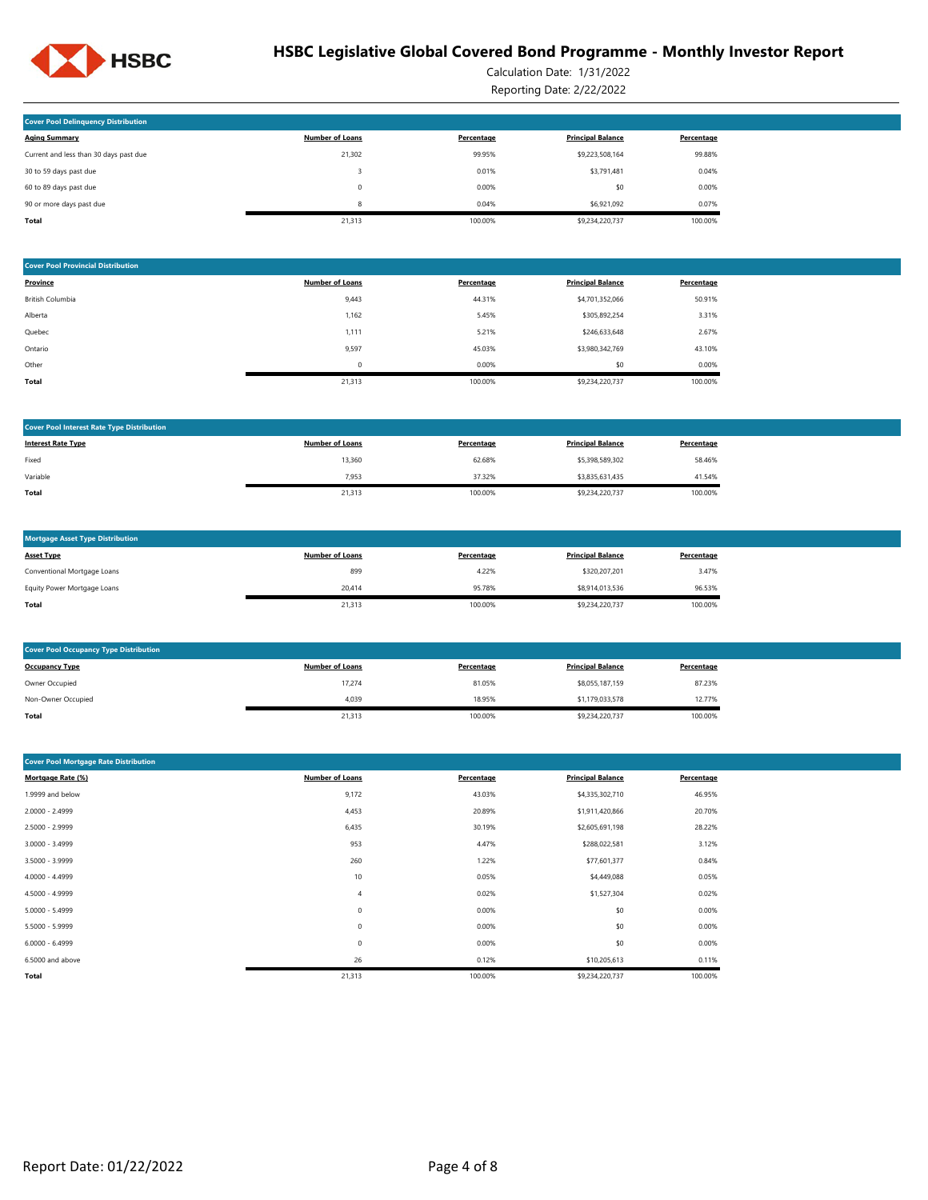# HSBC Legislative Global Covered Bond Programme - Monthly Investor Report

Calculation Date: 1/31/2022

Reporting Date: 2/22/2022

## Cover Pool Delinquency Distribution

| Aging Summary | Number of Loans | Percentage | Principal Balance | Percentage |
|---|---|---|---|---|
| Current and less than 30 days past due | 21,302 | 99.95% | $9,223,508,164 | 99.88% |
| 30 to 59 days past due | 3 | 0.01% | $3,791,481 | 0.04% |
| 60 to 89 days past due | 0 | 0.00% | $0 | 0.00% |
| 90 or more days past due | 8 | 0.04% | $6,921,092 | 0.07% |
| **Total** | 21,313 | 100.00% | $9,234,220,737 | 100.00% |

## Cover Pool Provincial Distribution

| Province | Number of Loans | Percentage | Principal Balance | Percentage |
|---|---|---|---|---|
| British Columbia | 9,443 | 44.31% | $4,701,352,066 | 50.91% |
| Alberta | 1,162 | 5.45% | $305,892,254 | 3.31% |
| Quebec | 1,111 | 5.21% | $246,633,648 | 2.67% |
| Ontario | 9,597 | 45.03% | $3,980,342,769 | 43.10% |
| Other | 0 | 0.00% | $0 | 0.00% |
| **Total** | 21,313 | 100.00% | $9,234,220,737 | 100.00% |

## Cover Pool Interest Rate Type Distribution

| Interest Rate Type | Number of Loans | Percentage | Principal Balance | Percentage |
|---|---|---|---|---|
| Fixed | 13,360 | 62.68% | $5,398,589,302 | 58.46% |
| Variable | 7,953 | 37.32% | $3,835,631,435 | 41.54% |
| **Total** | 21,313 | 100.00% | $9,234,220,737 | 100.00% |

## Mortgage Asset Type Distribution

| Asset Type | Number of Loans | Percentage | Principal Balance | Percentage |
|---|---|---|---|---|
| Conventional Mortgage Loans | 899 | 4.22% | $320,207,201 | 3.47% |
| Equity Power Mortgage Loans | 20,414 | 95.78% | $8,914,013,536 | 96.53% |
| **Total** | 21,313 | 100.00% | $9,234,220,737 | 100.00% |

## Cover Pool Occupancy Type Distribution

| Occupancy Type | Number of Loans | Percentage | Principal Balance | Percentage |
|---|---|---|---|---|
| Owner Occupied | 17,274 | 81.05% | $8,055,187,159 | 87.23% |
| Non-Owner Occupied | 4,039 | 18.95% | $1,179,033,578 | 12.77% |
| **Total** | 21,313 | 100.00% | $9,234,220,737 | 100.00% |

## Cover Pool Mortgage Rate Distribution

| Mortgage Rate (%) | Number of Loans | Percentage | Principal Balance | Percentage |
|---|---|---|---|---|
| 1.9999 and below | 9,172 | 43.03% | $4,335,302,710 | 46.95% |
| 2.0000 - 2.4999 | 4,453 | 20.89% | $1,911,420,866 | 20.70% |
| 2.5000 - 2.9999 | 6,435 | 30.19% | $2,605,691,198 | 28.22% |
| 3.0000 - 3.4999 | 953 | 4.47% | $288,022,581 | 3.12% |
| 3.5000 - 3.9999 | 260 | 1.22% | $77,601,377 | 0.84% |
| 4.0000 - 4.4999 | 10 | 0.05% | $4,449,088 | 0.05% |
| 4.5000 - 4.9999 | 4 | 0.02% | $1,527,304 | 0.02% |
| 5.0000 - 5.4999 | 0 | 0.00% | $0 | 0.00% |
| 5.5000 - 5.9999 | 0 | 0.00% | $0 | 0.00% |
| 6.0000 - 6.4999 | 0 | 0.00% | $0 | 0.00% |
| 6.5000 and above | 26 | 0.12% | $10,205,613 | 0.11% |
| **Total** | 21,313 | 100.00% | $9,234,220,737 | 100.00% |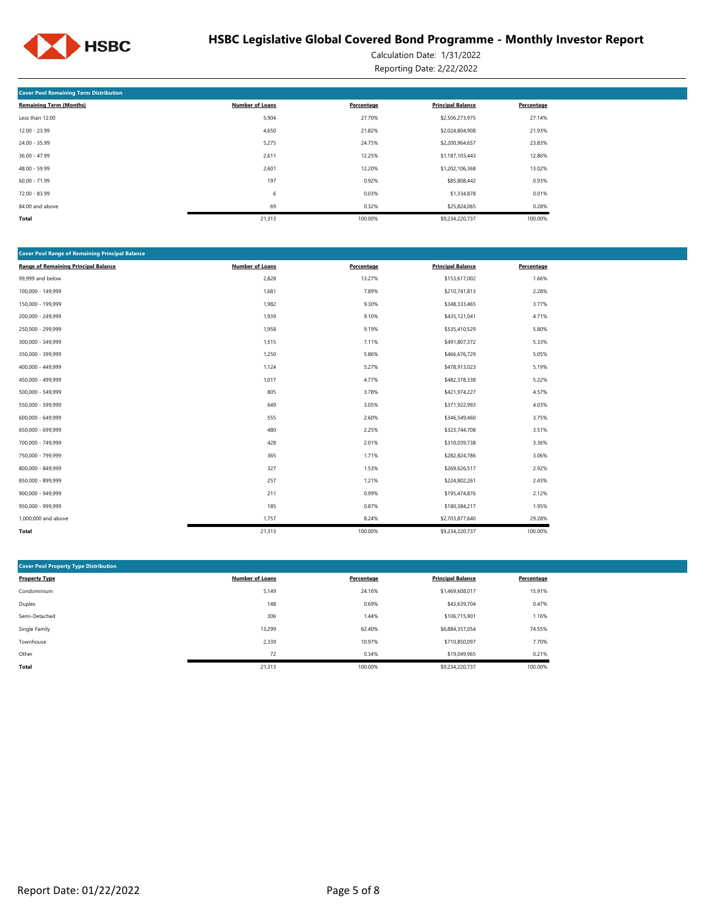# HSBC Legislative Global Covered Bond Programme - Monthly Investor Report

Calculation Date: 1/31/2022

Reporting Date: 2/22/2022

## Cover Pool Remaining Term Distribution

| Remaining Term (Months) | Number of Loans | Percentage | Principal Balance | Percentage |
|---|---|---|---|---|
| Less than 12.00 | 5,904 | 27.70% | $2,506,273,975 | 27.14% |
| 12.00 - 23.99 | 4,650 | 21.82% | $2,024,804,908 | 21.93% |
| 24.00 - 35.99 | 5,275 | 24.75% | $2,200,964,657 | 23.83% |
| 36.00 - 47.99 | 2,611 | 12.25% | $1,187,103,443 | 12.86% |
| 48.00 - 59.99 | 2,601 | 12.20% | $1,202,106,368 | 13.02% |
| 60.00 - 71.99 | 197 | 0.92% | $85,808,442 | 0.93% |
| 72.00 - 83.99 | 6 | 0.03% | $1,334,878 | 0.01% |
| 84.00 and above | 69 | 0.32% | $25,824,065 | 0.28% |
| **Total** | 21,313 | 100.00% | $9,234,220,737 | 100.00% |

## Cover Pool Range of Remaining Principal Balance

| Range of Remaining Principal Balance | Number of Loans | Percentage | Principal Balance | Percentage |
|---|---|---|---|---|
| 99,999 and below | 2,828 | 13.27% | $153,617,002 | 1.66% |
| 100,000 - 149,999 | 1,681 | 7.89% | $210,741,813 | 2.28% |
| 150,000 - 199,999 | 1,982 | 9.30% | $348,333,465 | 3.77% |
| 200,000 - 249,999 | 1,939 | 9.10% | $435,121,041 | 4.71% |
| 250,000 - 299,999 | 1,958 | 9.19% | $535,410,529 | 5.80% |
| 300,000 - 349,999 | 1,515 | 7.11% | $491,807,372 | 5.33% |
| 350,000 - 399,999 | 1,250 | 5.86% | $466,676,729 | 5.05% |
| 400,000 - 449,999 | 1,124 | 5.27% | $478,913,023 | 5.19% |
| 450,000 - 499,999 | 1,017 | 4.77% | $482,378,338 | 5.22% |
| 500,000 - 549,999 | 805 | 3.78% | $421,974,227 | 4.57% |
| 550,000 - 599,999 | 649 | 3.05% | $371,922,993 | 4.03% |
| 600,000 - 649,999 | 555 | 2.60% | $346,549,460 | 3.75% |
| 650,000 - 699,999 | 480 | 2.25% | $323,744,708 | 3.51% |
| 700,000 - 749,999 | 428 | 2.01% | $310,039,738 | 3.36% |
| 750,000 - 799,999 | 365 | 1.71% | $282,824,786 | 3.06% |
| 800,000 - 849,999 | 327 | 1.53% | $269,626,517 | 2.92% |
| 850,000 - 899,999 | 257 | 1.21% | $224,802,261 | 2.43% |
| 900,000 - 949,999 | 211 | 0.99% | $195,474,876 | 2.12% |
| 950,000 - 999,999 | 185 | 0.87% | $180,384,217 | 1.95% |
| 1,000,000 and above | 1,757 | 8.24% | $2,703,877,640 | 29.28% |
| **Total** | 21,313 | 100.00% | $9,234,220,737 | 100.00% |

## Cover Pool Property Type Distribution

| Property Type | Number of Loans | Percentage | Principal Balance | Percentage |
|---|---|---|---|---|
| Condominium | 5,149 | 24.16% | $1,469,608,017 | 15.91% |
| Duplex | 148 | 0.69% | $43,639,704 | 0.47% |
| Semi-Detached | 306 | 1.44% | $106,715,901 | 1.16% |
| Single Family | 13,299 | 62.40% | $6,884,357,054 | 74.55% |
| Townhouse | 2,339 | 10.97% | $710,850,097 | 7.70% |
| Other | 72 | 0.34% | $19,049,965 | 0.21% |
| **Total** | 21,313 | 100.00% | $9,234,220,737 | 100.00% |

Report Date: 01/22/2022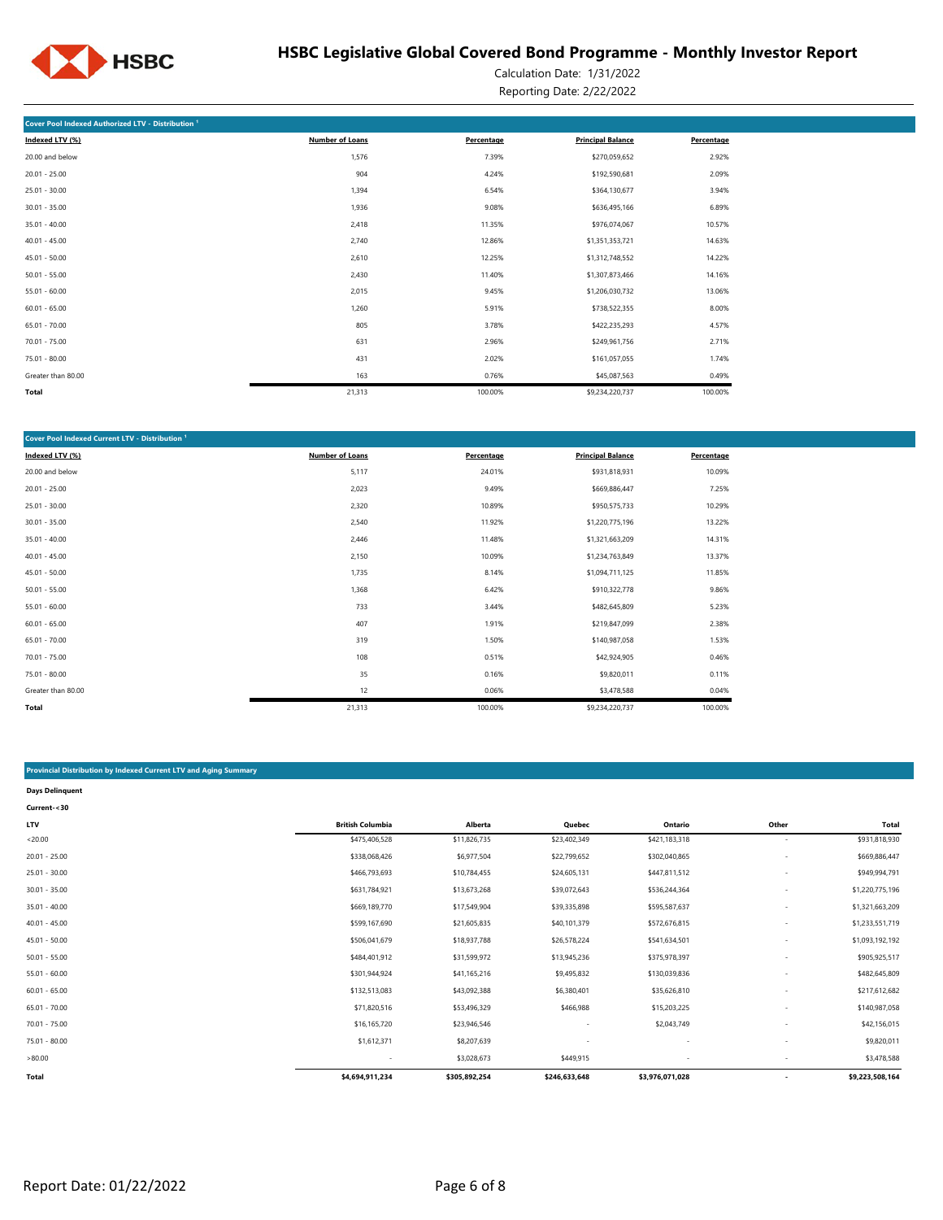# HSBC Legislative Global Covered Bond Programme - Monthly Investor Report

Calculation Date: 1/31/2022

Reporting Date: 2/22/2022

## Cover Pool Indexed Authorized LTV - Distribution [1]

| Indexed LTV (%) | Number of Loans | Percentage | Principal Balance | Percentage |
|---|---|---|---|---|
| 20.00 and below | 1,576 | 7.39% | $270,059,652 | 2.92% |
| 20.01 - 25.00 | 904 | 4.24% | $192,590,681 | 2.09% |
| 25.01 - 30.00 | 1,394 | 6.54% | $364,130,677 | 3.94% |
| 30.01 - 35.00 | 1,936 | 9.08% | $636,495,166 | 6.89% |
| 35.01 - 40.00 | 2,418 | 11.35% | $976,074,067 | 10.57% |
| 40.01 - 45.00 | 2,740 | 12.86% | $1,351,353,721 | 14.63% |
| 45.01 - 50.00 | 2,610 | 12.25% | $1,312,748,552 | 14.22% |
| 50.01 - 55.00 | 2,430 | 11.40% | $1,307,873,466 | 14.16% |
| 55.01 - 60.00 | 2,015 | 9.45% | $1,206,030,732 | 13.06% |
| 60.01 - 65.00 | 1,260 | 5.91% | $738,522,355 | 8.00% |
| 65.01 - 70.00 | 805 | 3.78% | $422,235,293 | 4.57% |
| 70.01 - 75.00 | 631 | 2.96% | $249,961,756 | 2.71% |
| 75.01 - 80.00 | 431 | 2.02% | $161,057,055 | 1.74% |
| Greater than 80.00 | 163 | 0.76% | $45,087,563 | 0.49% |
| **Total** | 21,313 | 100.00% | $9,234,220,737 | 100.00% |

## Cover Pool Indexed Current LTV - Distribution [1]

| Indexed LTV (%) | Number of Loans | Percentage | Principal Balance | Percentage |
|---|---|---|---|---|
| 20.00 and below | 5,117 | 24.01% | $931,818,931 | 10.09% |
| 20.01 - 25.00 | 2,023 | 9.49% | $669,886,447 | 7.25% |
| 25.01 - 30.00 | 2,320 | 10.89% | $950,575,733 | 10.29% |
| 30.01 - 35.00 | 2,540 | 11.92% | $1,220,775,196 | 13.22% |
| 35.01 - 40.00 | 2,446 | 11.48% | $1,321,663,209 | 14.31% |
| 40.01 - 45.00 | 2,150 | 10.09% | $1,234,763,849 | 13.37% |
| 45.01 - 50.00 | 1,735 | 8.14% | $1,094,711,125 | 11.85% |
| 50.01 - 55.00 | 1,368 | 6.42% | $910,322,778 | 9.86% |
| 55.01 - 60.00 | 733 | 3.44% | $482,645,809 | 5.23% |
| 60.01 - 65.00 | 407 | 1.91% | $219,847,099 | 2.38% |
| 65.01 - 70.00 | 319 | 1.50% | $140,987,058 | 1.53% |
| 70.01 - 75.00 | 108 | 0.51% | $42,924,905 | 0.46% |
| 75.01 - 80.00 | 35 | 0.16% | $9,820,011 | 0.11% |
| Greater than 80.00 | 12 | 0.06% | $3,478,588 | 0.04% |
| **Total** | 21,313 | 100.00% | $9,234,220,737 | 100.00% |

## Provincial Distribution by Indexed Current LTV and Aging Summary

**Days Delinquent**

**Current-<30**

| LTV | British Columbia | Alberta | Quebec | Ontario | Other | Total |
|---|---|---|---|---|---|---|
| <20.00 | $475,406,528 | $11,826,735 | $23,402,349 | $421,183,318 | - | $931,818,930 |
| 20.01 - 25.00 | $338,068,426 | $6,977,504 | $22,799,652 | $302,040,865 | - | $669,886,447 |
| 25.01 - 30.00 | $466,793,693 | $10,784,455 | $24,605,131 | $447,811,512 | - | $949,994,791 |
| 30.01 - 35.00 | $631,784,921 | $13,673,268 | $39,072,643 | $536,244,364 | - | $1,220,775,196 |
| 35.01 - 40.00 | $669,189,770 | $17,549,904 | $39,335,898 | $595,587,637 | - | $1,321,663,209 |
| 40.01 - 45.00 | $599,167,690 | $21,605,835 | $40,101,379 | $572,676,815 | - | $1,233,551,719 |
| 45.01 - 50.00 | $506,041,679 | $18,937,788 | $26,578,224 | $541,634,501 | - | $1,093,192,192 |
| 50.01 - 55.00 | $484,401,912 | $31,599,972 | $13,945,236 | $375,978,397 | - | $905,925,517 |
| 55.01 - 60.00 | $301,944,924 | $41,165,216 | $9,495,832 | $130,039,836 | - | $482,645,809 |
| 60.01 - 65.00 | $132,513,083 | $43,092,388 | $6,380,401 | $35,626,810 | - | $217,612,682 |
| 65.01 - 70.00 | $71,820,516 | $53,496,329 | $466,988 | $15,203,225 | - | $140,987,058 |
| 70.01 - 75.00 | $16,165,720 | $23,946,546 | - | $2,043,749 | - | $42,156,015 |
| 75.01 - 80.00 | $1,612,371 | $8,207,639 | - | - | - | $9,820,011 |
| >80.00 | - | $3,028,673 | $449,915 | - | - | $3,478,588 |
| **Total** | **$4,694,911,234** | **$305,892,254** | **$246,633,648** | **$3,976,071,028** | **-** | **$9,223,508,164** |

Report Date: 01/22/2022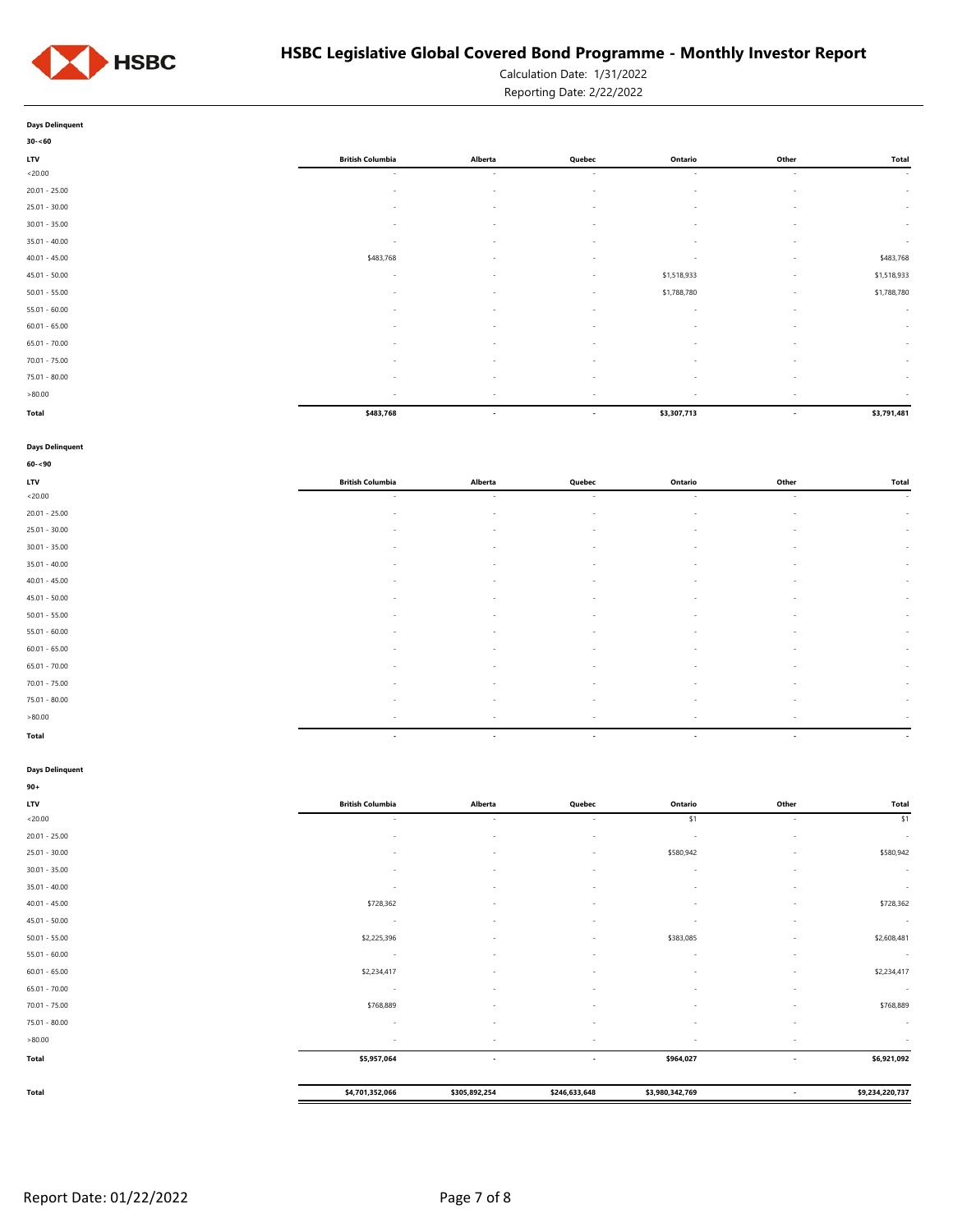# HSBC Legislative Global Covered Bond Programme - Monthly Investor Report

Calculation Date: 1/31/2022

Reporting Date: 2/22/2022

**Days Delinquent**

**30-<60**

| LTV | British Columbia | Alberta | Quebec | Ontario | Other | Total |
|---|---|---|---|---|---|---|
| <20.00 | - | - | - | - | - | - |
| 20.01 - 25.00 | - | - | - | - | - | - |
| 25.01 - 30.00 | - | - | - | - | - | - |
| 30.01 - 35.00 | - | - | - | - | - | - |
| 35.01 - 40.00 | - | - | - | - | - | - |
| 40.01 - 45.00 | $483,768 | - | - | - | - | $483,768 |
| 45.01 - 50.00 | - | - | - | $1,518,933 | - | $1,518,933 |
| 50.01 - 55.00 | - | - | - | $1,788,780 | - | $1,788,780 |
| 55.01 - 60.00 | - | - | - | - | - | - |
| 60.01 - 65.00 | - | - | - | - | - | - |
| 65.01 - 70.00 | - | - | - | - | - | - |
| 70.01 - 75.00 | - | - | - | - | - | - |
| 75.01 - 80.00 | - | - | - | - | - | - |
| >80.00 | - | - | - | - | - | - |
| **Total** | **$483,768** | **-** | **-** | **$3,307,713** | **-** | **$3,791,481** |

**Days Delinquent**

**60-<90**

| LTV | British Columbia | Alberta | Quebec | Ontario | Other | Total |
|---|---|---|---|---|---|---|
| <20.00 | - | - | - | - | - | - |
| 20.01 - 25.00 | - | - | - | - | - | - |
| 25.01 - 30.00 | - | - | - | - | - | - |
| 30.01 - 35.00 | - | - | - | - | - | - |
| 35.01 - 40.00 | - | - | - | - | - | - |
| 40.01 - 45.00 | - | - | - | - | - | - |
| 45.01 - 50.00 | - | - | - | - | - | - |
| 50.01 - 55.00 | - | - | - | - | - | - |
| 55.01 - 60.00 | - | - | - | - | - | - |
| 60.01 - 65.00 | - | - | - | - | - | - |
| 65.01 - 70.00 | - | - | - | - | - | - |
| 70.01 - 75.00 | - | - | - | - | - | - |
| 75.01 - 80.00 | - | - | - | - | - | - |
| >80.00 | - | - | - | - | - | - |
| **Total** | **-** | **-** | **-** | **-** | **-** | **-** |

**Days Delinquent**

**90+**

| LTV | British Columbia | Alberta | Quebec | Ontario | Other | Total |
|---|---|---|---|---|---|---|
| <20.00 | - | - | - | $1 | - | $1 |
| 20.01 - 25.00 | - | - | - | - | - | - |
| 25.01 - 30.00 | - | - | - | $580,942 | - | $580,942 |
| 30.01 - 35.00 | - | - | - | - | - | - |
| 35.01 - 40.00 | - | - | - | - | - | - |
| 40.01 - 45.00 | $728,362 | - | - | - | - | $728,362 |
| 45.01 - 50.00 | - | - | - | - | - | - |
| 50.01 - 55.00 | $2,225,396 | - | - | $383,085 | - | $2,608,481 |
| 55.01 - 60.00 | - | - | - | - | - | - |
| 60.01 - 65.00 | $2,234,417 | - | - | - | - | $2,234,417 |
| 65.01 - 70.00 | - | - | - | - | - | - |
| 70.01 - 75.00 | $768,889 | - | - | - | - | $768,889 |
| 75.01 - 80.00 | - | - | - | - | - | - |
| >80.00 | - | - | - | - | - | - |
| **Total** | **$5,957,064** | **-** | **-** | **$964,027** | **-** | **$6,921,092** |

| | British Columbia | Alberta | Quebec | Ontario | Other | Total |
|---|---|---|---|---|---|---|
| **Total** | **$4,701,352,066** | **$305,892,254** | **$246,633,648** | **$3,980,342,769** | **-** | **$9,234,220,737** |

Report Date: 01/22/2022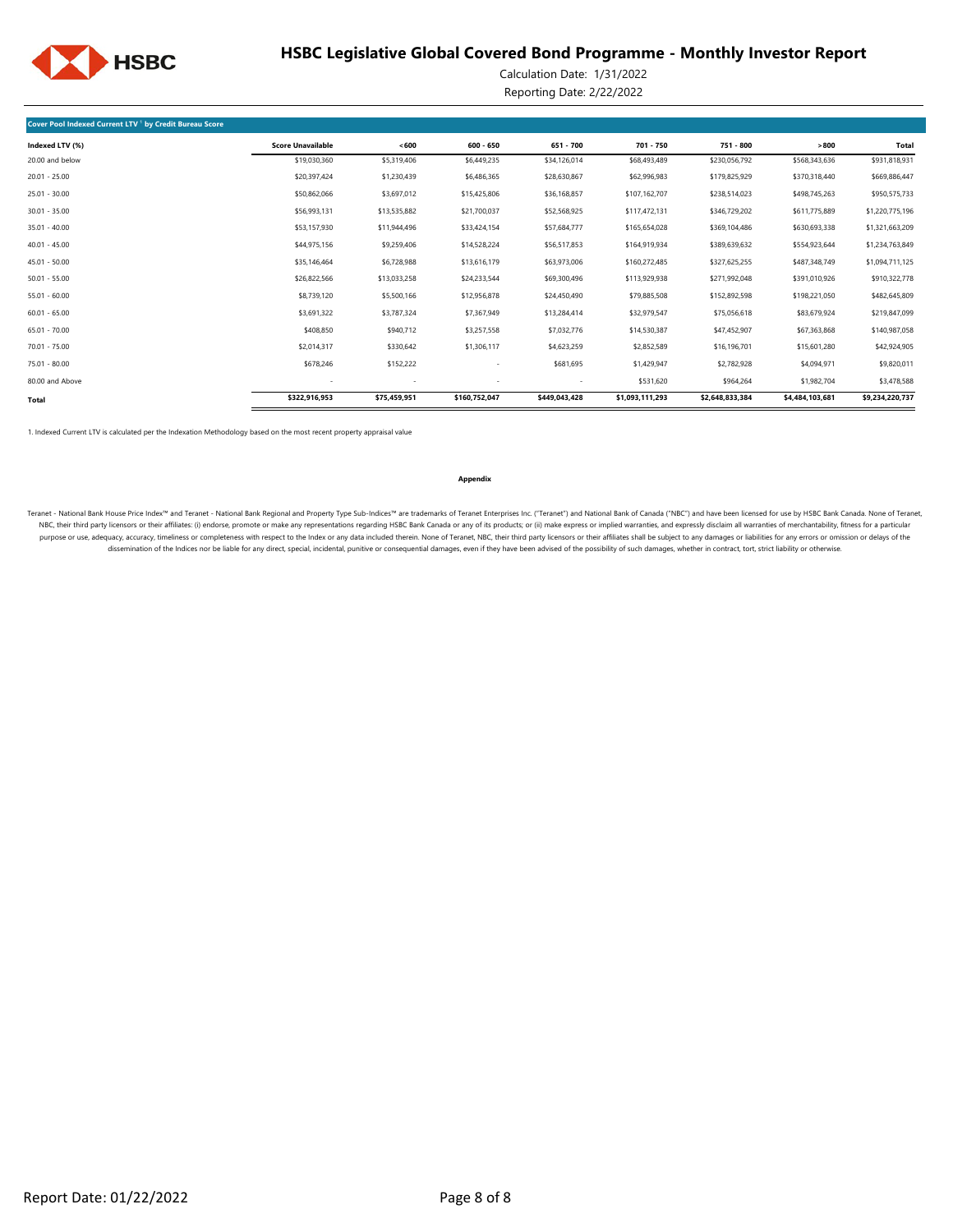# HSBC Legislative Global Covered Bond Programme - Monthly Investor Report

Calculation Date: 1/31/2022

Reporting Date: 2/22/2022

**Cover Pool Indexed Current LTV [1] by Credit Bureau Score**

| Indexed LTV (%) | Score Unavailable | <600 | 600 - 650 | 651 - 700 | 701 - 750 | 751 - 800 | >800 | Total |
|---|---|---|---|---|---|---|---|---|
| 20.00 and below | $19,030,360 | $5,319,406 | $6,449,235 | $34,126,014 | $68,493,489 | $230,056,792 | $568,343,636 | $931,818,931 |
| 20.01 - 25.00 | $20,397,424 | $1,230,439 | $6,486,365 | $28,630,867 | $62,996,983 | $179,825,929 | $370,318,440 | $669,886,447 |
| 25.01 - 30.00 | $50,862,066 | $3,697,012 | $15,425,806 | $36,168,857 | $107,162,707 | $238,514,023 | $498,745,263 | $950,575,733 |
| 30.01 - 35.00 | $56,993,131 | $13,535,882 | $21,700,037 | $52,568,925 | $117,472,131 | $346,729,202 | $611,775,889 | $1,220,775,196 |
| 35.01 - 40.00 | $53,157,930 | $11,944,496 | $33,424,154 | $57,684,777 | $165,654,028 | $369,104,486 | $630,693,338 | $1,321,663,209 |
| 40.01 - 45.00 | $44,975,156 | $9,259,406 | $14,528,224 | $56,517,853 | $164,919,934 | $389,639,632 | $554,923,644 | $1,234,763,849 |
| 45.01 - 50.00 | $35,146,464 | $6,728,988 | $13,616,179 | $63,973,006 | $160,272,485 | $327,625,255 | $487,348,749 | $1,094,711,125 |
| 50.01 - 55.00 | $26,822,566 | $13,033,258 | $24,233,544 | $69,300,496 | $113,929,938 | $271,992,048 | $391,010,926 | $910,322,778 |
| 55.01 - 60.00 | $8,739,120 | $5,500,166 | $12,956,878 | $24,450,490 | $79,885,508 | $152,892,598 | $198,221,050 | $482,645,809 |
| 60.01 - 65.00 | $3,691,322 | $3,787,324 | $7,367,949 | $13,284,414 | $32,979,547 | $75,056,618 | $83,679,924 | $219,847,099 |
| 65.01 - 70.00 | $408,850 | $940,712 | $3,257,558 | $7,032,776 | $14,530,387 | $47,452,907 | $67,363,868 | $140,987,058 |
| 70.01 - 75.00 | $2,014,317 | $330,642 | $1,306,117 | $4,623,259 | $2,852,589 | $16,196,701 | $15,601,280 | $42,924,905 |
| 75.01 - 80.00 | $678,246 | $152,222 | - | $681,695 | $1,429,947 | $2,782,928 | $4,094,971 | $9,820,011 |
| 80.00 and Above | - | - | - | - | $531,620 | $964,264 | $1,982,704 | $3,478,588 |
| **Total** | **$322,916,953** | **$75,459,951** | **$160,752,047** | **$449,043,428** | **$1,093,111,293** | **$2,648,833,384** | **$4,484,103,681** | **$9,234,220,737** |

1. Indexed Current LTV is calculated per the Indexation Methodology based on the most recent property appraisal value

**Appendix**

Teranet - National Bank House Price Index™ and Teranet - National Bank Regional and Property Type Sub-Indices™ are trademarks of Teranet Enterprises Inc. ("Teranet") and National Bank of Canada ("NBC") and have been licensed for use by HSBC Bank Canada. None of Teranet, NBC, their third party licensors or their affiliates: (i) endorse, promote or make any representations regarding HSBC Bank Canada or any of its products; or (ii) make express or implied warranties, and expressly disclaim all warranties of merchantability, fitness for a particular purpose or use, adequacy, accuracy, timeliness or completeness with respect to the Index or any data included therein. None of Teranet, NBC, their third party licensors or their affiliates shall be subject to any damages or liabilities for any errors or omission or delays of the dissemination of the Indices nor be liable for any direct, special, incidental, punitive or consequential damages, even if they have been advised of the possibility of such damages, whether in contract, tort, strict liability or otherwise.

Report Date: 01/22/2022